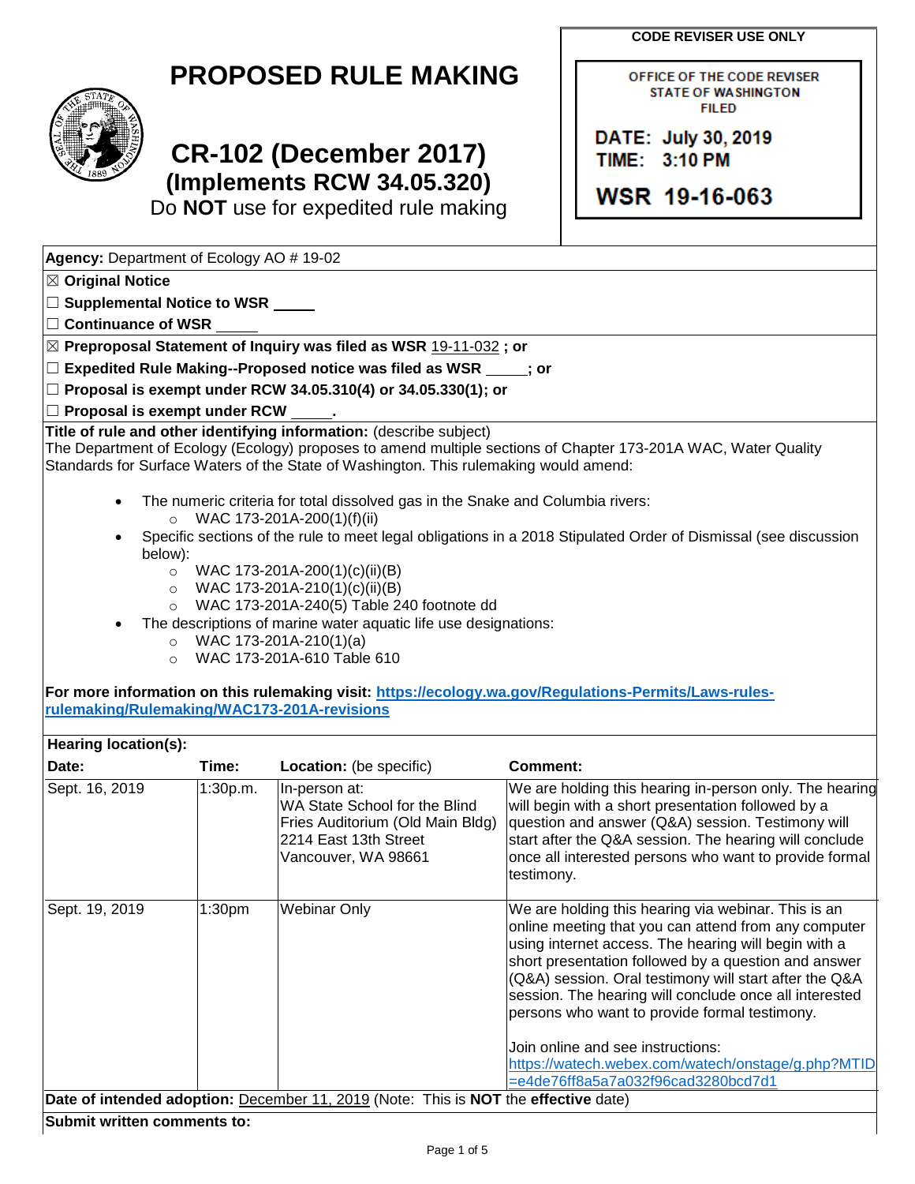# PROPOSED RULE MAKING

# CR-102 (December 2017)
## (Implements RCW 34.05.320)
Do **NOT** use for expedited rule making

**CODE REVISER USE ONLY**

OFFICE OF THE CODE REVISER
STATE OF WASHINGTON
FILED

DATE: July 30, 2019
TIME: 3:10 PM

WSR 19-16-063

**Agency:** Department of Ecology AO # 19-02

☒ **Original Notice**

☐ **Supplemental Notice to WSR** _____

☐ **Continuance of WSR** _____

☒ **Preproposal Statement of Inquiry was filed as WSR** 19-11-032 **; or**

☐ **Expedited Rule Making--Proposed notice was filed as WSR** _____**; or**

☐ **Proposal is exempt under RCW 34.05.310(4) or 34.05.330(1); or**

☐ **Proposal is exempt under RCW** _____**.**

**Title of rule and other identifying information:** (describe subject)
The Department of Ecology (Ecology) proposes to amend multiple sections of Chapter 173-201A WAC, Water Quality Standards for Surface Waters of the State of Washington. This rulemaking would amend:

- The numeric criteria for total dissolved gas in the Snake and Columbia rivers:
  - WAC 173-201A-200(1)(f)(ii)
- Specific sections of the rule to meet legal obligations in a 2018 Stipulated Order of Dismissal (see discussion below):
  - WAC 173-201A-200(1)(c)(ii)(B)
  - WAC 173-201A-210(1)(c)(ii)(B)
  - WAC 173-201A-240(5) Table 240 footnote dd
- The descriptions of marine water aquatic life use designations:
  - WAC 173-201A-210(1)(a)
  - WAC 173-201A-610 Table 610

**For more information on this rulemaking visit: https://ecology.wa.gov/Regulations-Permits/Laws-rules-rulemaking/Rulemaking/WAC173-201A-revisions**

**Hearing location(s):**

| Date: | Time: | Location: (be specific) | Comment: |
|---|---|---|---|
| Sept. 16, 2019 | 1:30p.m. | In-person at:<br>WA State School for the Blind<br>Fries Auditorium (Old Main Bldg)<br>2214 East 13th Street<br>Vancouver, WA 98661 | We are holding this hearing in-person only. The hearing will begin with a short presentation followed by a question and answer (Q&A) session. Testimony will start after the Q&A session. The hearing will conclude once all interested persons who want to provide formal testimony. |
| Sept. 19, 2019 | 1:30pm | Webinar Only | We are holding this hearing via webinar. This is an online meeting that you can attend from any computer using internet access. The hearing will begin with a short presentation followed by a question and answer (Q&A) session. Oral testimony will start after the Q&A session. The hearing will conclude once all interested persons who want to provide formal testimony.<br><br>Join online and see instructions:<br>https://watech.webex.com/watech/onstage/g.php?MTID=e4de76ff8a5a7a032f96cad3280bcd7d1 |

**Date of intended adoption:** December 11, 2019 (Note: This is **NOT** the **effective** date)

**Submit written comments to:**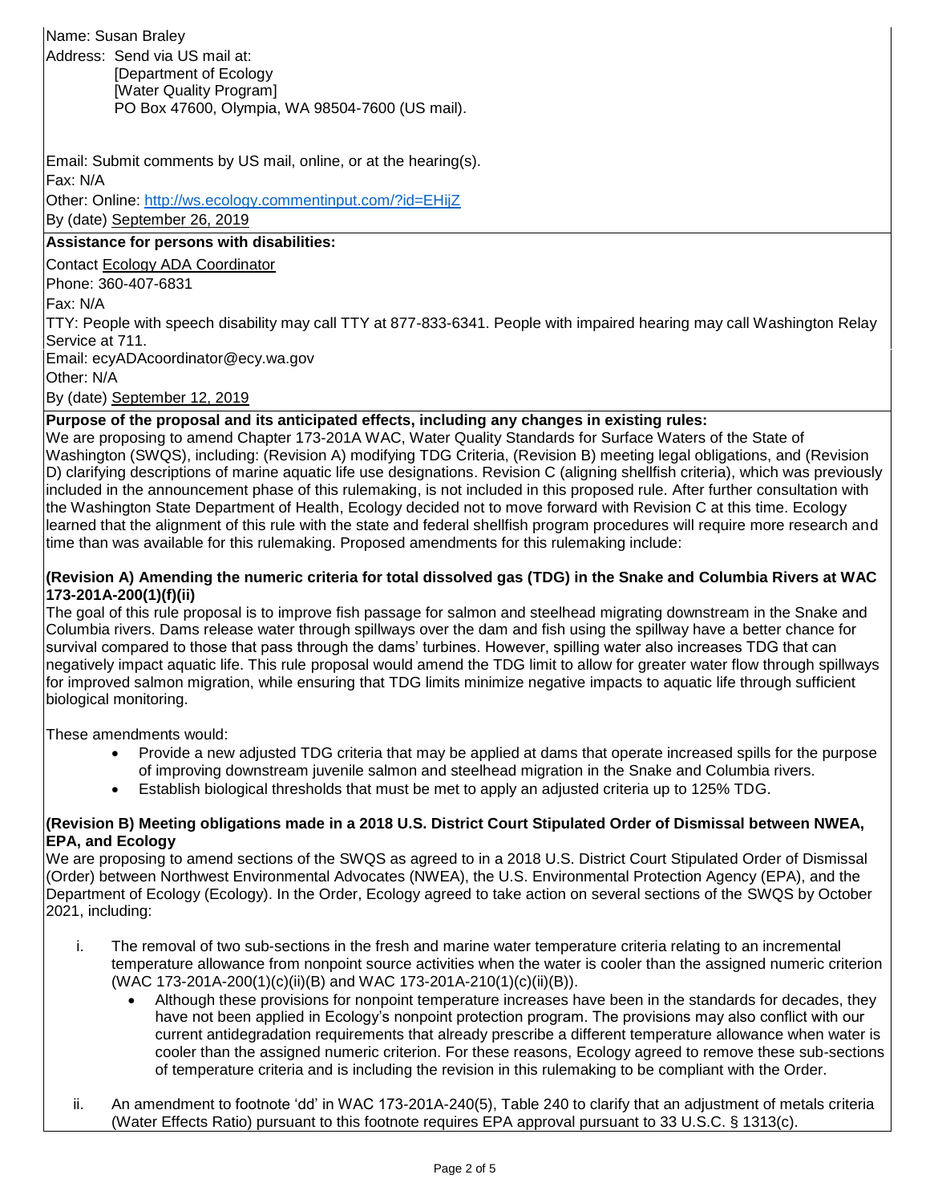Name: Susan Braley

Address: Send via US mail at:
[Department of Ecology
[Water Quality Program]
PO Box 47600, Olympia, WA 98504-7600 (US mail).

Email: Submit comments by US mail, online, or at the hearing(s).
Fax: N/A
Other: Online: http://ws.ecology.commentinput.com/?id=EHijZ
By (date) September 26, 2019

**Assistance for persons with disabilities:**

Contact Ecology ADA Coordinator
Phone: 360-407-6831
Fax: N/A
TTY: People with speech disability may call TTY at 877-833-6341. People with impaired hearing may call Washington Relay Service at 711.
Email: ecyADAcoordinator@ecy.wa.gov
Other: N/A
By (date) September 12, 2019

**Purpose of the proposal and its anticipated effects, including any changes in existing rules:**

We are proposing to amend Chapter 173-201A WAC, Water Quality Standards for Surface Waters of the State of Washington (SWQS), including: (Revision A) modifying TDG Criteria, (Revision B) meeting legal obligations, and (Revision D) clarifying descriptions of marine aquatic life use designations. Revision C (aligning shellfish criteria), which was previously included in the announcement phase of this rulemaking, is not included in this proposed rule. After further consultation with the Washington State Department of Health, Ecology decided not to move forward with Revision C at this time. Ecology learned that the alignment of this rule with the state and federal shellfish program procedures will require more research and time than was available for this rulemaking. Proposed amendments for this rulemaking include:

**(Revision A) Amending the numeric criteria for total dissolved gas (TDG) in the Snake and Columbia Rivers at WAC 173-201A-200(1)(f)(ii)**

The goal of this rule proposal is to improve fish passage for salmon and steelhead migrating downstream in the Snake and Columbia rivers. Dams release water through spillways over the dam and fish using the spillway have a better chance for survival compared to those that pass through the dams' turbines. However, spilling water also increases TDG that can negatively impact aquatic life. This rule proposal would amend the TDG limit to allow for greater water flow through spillways for improved salmon migration, while ensuring that TDG limits minimize negative impacts to aquatic life through sufficient biological monitoring.

These amendments would:

- Provide a new adjusted TDG criteria that may be applied at dams that operate increased spills for the purpose of improving downstream juvenile salmon and steelhead migration in the Snake and Columbia rivers.
- Establish biological thresholds that must be met to apply an adjusted criteria up to 125% TDG.

**(Revision B) Meeting obligations made in a 2018 U.S. District Court Stipulated Order of Dismissal between NWEA, EPA, and Ecology**

We are proposing to amend sections of the SWQS as agreed to in a 2018 U.S. District Court Stipulated Order of Dismissal (Order) between Northwest Environmental Advocates (NWEA), the U.S. Environmental Protection Agency (EPA), and the Department of Ecology (Ecology). In the Order, Ecology agreed to take action on several sections of the SWQS by October 2021, including:

i. The removal of two sub-sections in the fresh and marine water temperature criteria relating to an incremental temperature allowance from nonpoint source activities when the water is cooler than the assigned numeric criterion (WAC 173-201A-200(1)(c)(ii)(B) and WAC 173-201A-210(1)(c)(ii)(B)).
   - Although these provisions for nonpoint temperature increases have been in the standards for decades, they have not been applied in Ecology's nonpoint protection program. The provisions may also conflict with our current antidegradation requirements that already prescribe a different temperature allowance when water is cooler than the assigned numeric criterion. For these reasons, Ecology agreed to remove these sub-sections of temperature criteria and is including the revision in this rulemaking to be compliant with the Order.

ii. An amendment to footnote 'dd' in WAC 173-201A-240(5), Table 240 to clarify that an adjustment of metals criteria (Water Effects Ratio) pursuant to this footnote requires EPA approval pursuant to 33 U.S.C. § 1313(c).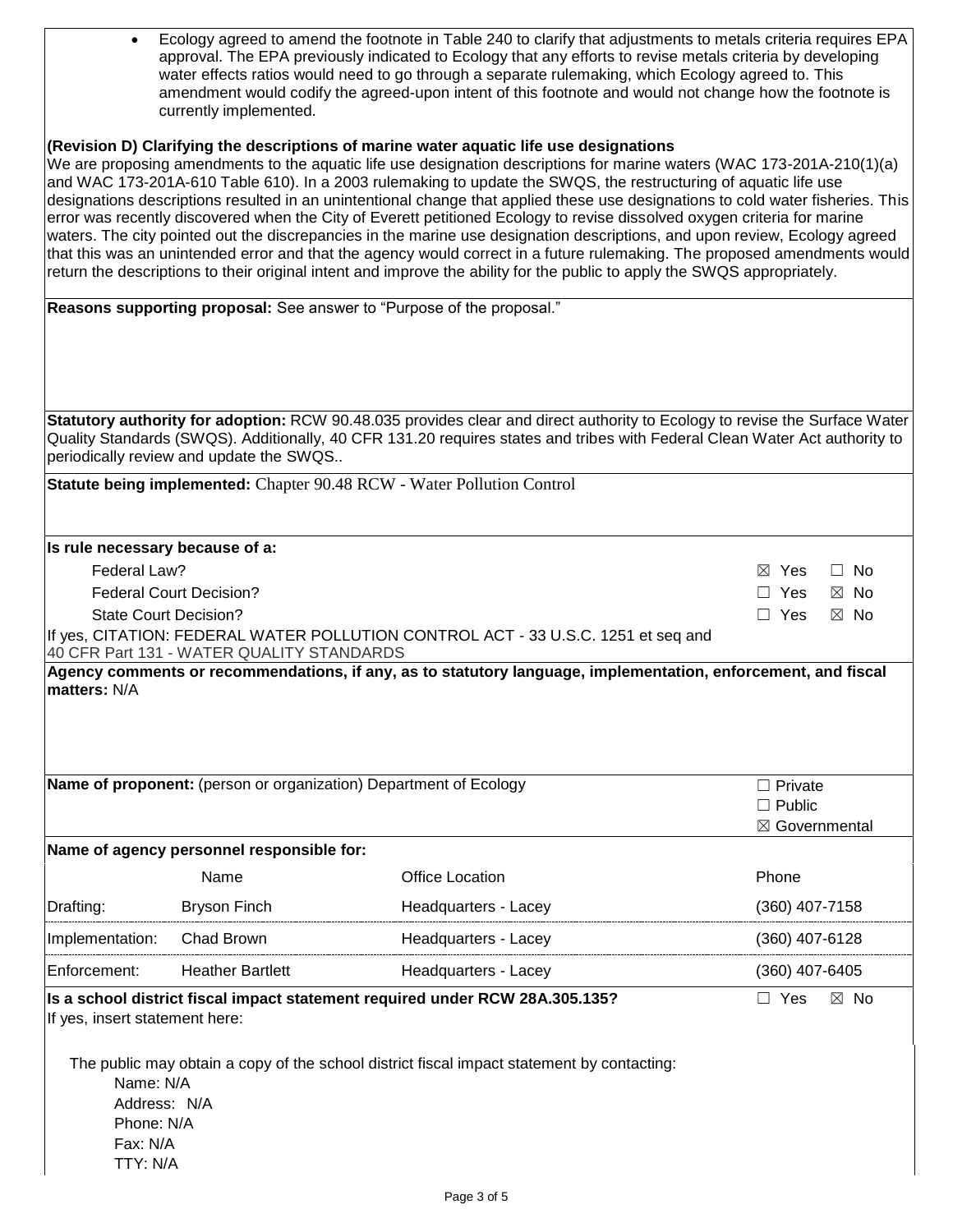- Ecology agreed to amend the footnote in Table 240 to clarify that adjustments to metals criteria requires EPA approval. The EPA previously indicated to Ecology that any efforts to revise metals criteria by developing water effects ratios would need to go through a separate rulemaking, which Ecology agreed to. This amendment would codify the agreed-upon intent of this footnote and would not change how the footnote is currently implemented.

**(Revision D) Clarifying the descriptions of marine water aquatic life use designations**

We are proposing amendments to the aquatic life use designation descriptions for marine waters (WAC 173-201A-210(1)(a) and WAC 173-201A-610 Table 610). In a 2003 rulemaking to update the SWQS, the restructuring of aquatic life use designations descriptions resulted in an unintentional change that applied these use designations to cold water fisheries. This error was recently discovered when the City of Everett petitioned Ecology to revise dissolved oxygen criteria for marine waters. The city pointed out the discrepancies in the marine use designation descriptions, and upon review, Ecology agreed that this was an unintended error and that the agency would correct in a future rulemaking. The proposed amendments would return the descriptions to their original intent and improve the ability for the public to apply the SWQS appropriately.

**Reasons supporting proposal:** See answer to "Purpose of the proposal."

**Statutory authority for adoption:** RCW 90.48.035 provides clear and direct authority to Ecology to revise the Surface Water Quality Standards (SWQS). Additionally, 40 CFR 131.20 requires states and tribes with Federal Clean Water Act authority to periodically review and update the SWQS..

**Statute being implemented:** Chapter 90.48 RCW - Water Pollution Control

**Is rule necessary because of a:**

| | |
|---|---|
| Federal Law? | ☒ Yes ☐ No |
| Federal Court Decision? | ☐ Yes ☒ No |
| State Court Decision? | ☐ Yes ☒ No |

If yes, CITATION: FEDERAL WATER POLLUTION CONTROL ACT - 33 U.S.C. 1251 et seq and 40 CFR Part 131 - WATER QUALITY STANDARDS

**Agency comments or recommendations, if any, as to statutory language, implementation, enforcement, and fiscal matters:** N/A

**Name of proponent:** (person or organization) Department of Ecology

☐ Private
☐ Public
☒ Governmental

**Name of agency personnel responsible for:**

| | Name | Office Location | Phone |
|---|---|---|---|
| Drafting: | Bryson Finch | Headquarters - Lacey | (360) 407-7158 |
| Implementation: | Chad Brown | Headquarters - Lacey | (360) 407-6128 |
| Enforcement: | Heather Bartlett | Headquarters - Lacey | (360) 407-6405 |

**Is a school district fiscal impact statement required under RCW 28A.305.135?** ☐ Yes ☒ No

If yes, insert statement here:

The public may obtain a copy of the school district fiscal impact statement by contacting:

Name: N/A
Address: N/A
Phone: N/A
Fax: N/A
TTY: N/A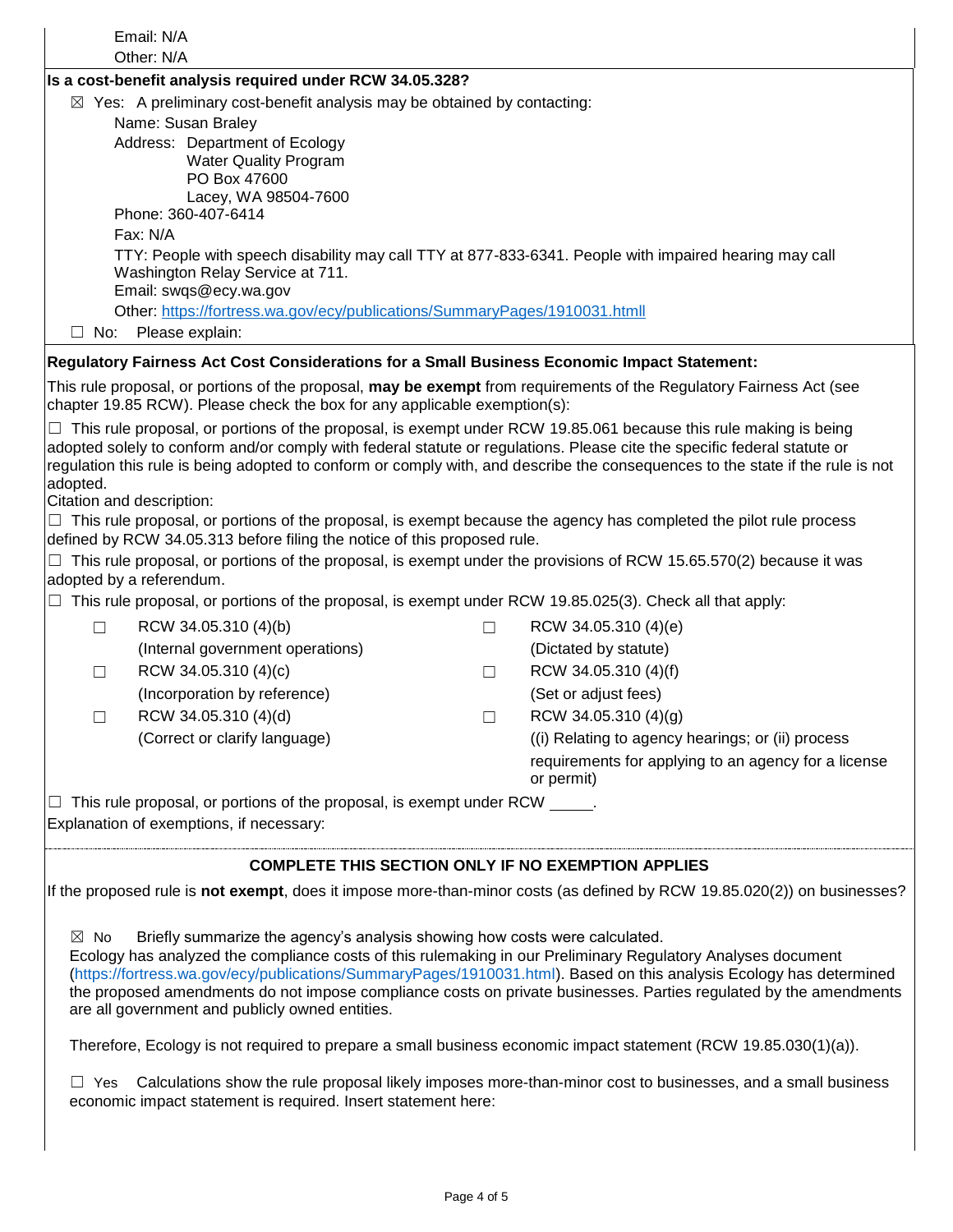Email: N/A

Other: N/A

**Is a cost-benefit analysis required under RCW 34.05.328?**

☒ Yes: A preliminary cost-benefit analysis may be obtained by contacting:

Name: Susan Braley

Address: Department of Ecology
Water Quality Program
PO Box 47600
Lacey, WA 98504-7600

Phone: 360-407-6414

Fax: N/A

TTY: People with speech disability may call TTY at 877-833-6341. People with impaired hearing may call Washington Relay Service at 711.

Email: swqs@ecy.wa.gov

Other: https://fortress.wa.gov/ecy/publications/SummaryPages/1910031.htmll

☐ No: Please explain:

**Regulatory Fairness Act Cost Considerations for a Small Business Economic Impact Statement:**

This rule proposal, or portions of the proposal, **may be exempt** from requirements of the Regulatory Fairness Act (see chapter 19.85 RCW). Please check the box for any applicable exemption(s):

☐ This rule proposal, or portions of the proposal, is exempt under RCW 19.85.061 because this rule making is being adopted solely to conform and/or comply with federal statute or regulations. Please cite the specific federal statute or regulation this rule is being adopted to conform or comply with, and describe the consequences to the state if the rule is not adopted.

Citation and description:

☐ This rule proposal, or portions of the proposal, is exempt because the agency has completed the pilot rule process defined by RCW 34.05.313 before filing the notice of this proposed rule.

☐ This rule proposal, or portions of the proposal, is exempt under the provisions of RCW 15.65.570(2) because it was adopted by a referendum.

☐ This rule proposal, or portions of the proposal, is exempt under RCW 19.85.025(3). Check all that apply:

- ☐ RCW 34.05.310 (4)(b) (Internal government operations)
- ☐ RCW 34.05.310 (4)(c) (Incorporation by reference)
- ☐ RCW 34.05.310 (4)(d) (Correct or clarify language)
- ☐ RCW 34.05.310 (4)(e) (Dictated by statute)
- ☐ RCW 34.05.310 (4)(f) (Set or adjust fees)
- ☐ RCW 34.05.310 (4)(g) ((i) Relating to agency hearings; or (ii) process requirements for applying to an agency for a license or permit)

☐ This rule proposal, or portions of the proposal, is exempt under RCW _____.

Explanation of exemptions, if necessary:

**COMPLETE THIS SECTION ONLY IF NO EXEMPTION APPLIES**

If the proposed rule is **not exempt**, does it impose more-than-minor costs (as defined by RCW 19.85.020(2)) on businesses?

☒ No Briefly summarize the agency's analysis showing how costs were calculated.
Ecology has analyzed the compliance costs of this rulemaking in our Preliminary Regulatory Analyses document (https://fortress.wa.gov/ecy/publications/SummaryPages/1910031.html). Based on this analysis Ecology has determined the proposed amendments do not impose compliance costs on private businesses. Parties regulated by the amendments are all government and publicly owned entities.

Therefore, Ecology is not required to prepare a small business economic impact statement (RCW 19.85.030(1)(a)).

☐ Yes Calculations show the rule proposal likely imposes more-than-minor cost to businesses, and a small business economic impact statement is required. Insert statement here: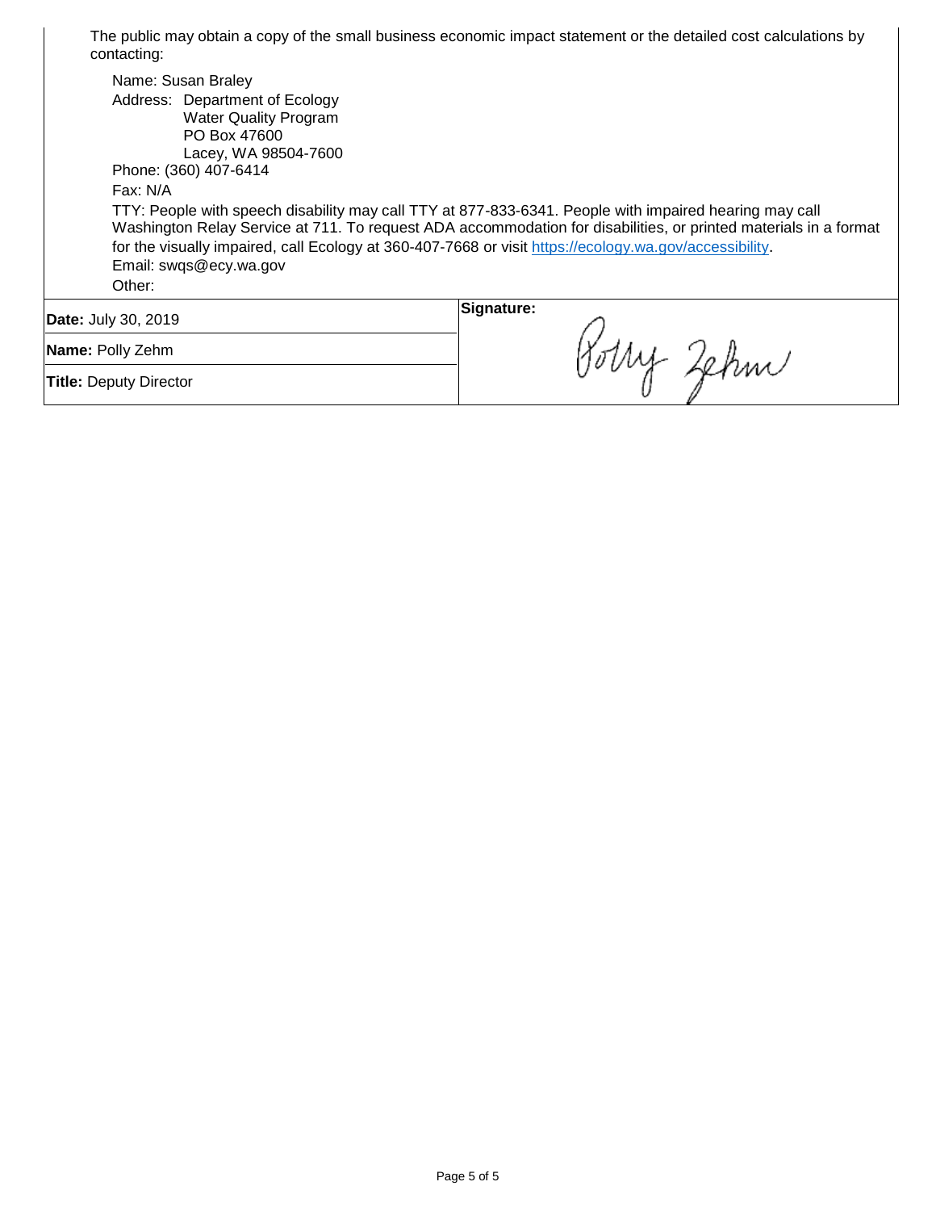The public may obtain a copy of the small business economic impact statement or the detailed cost calculations by contacting:

Name: Susan Braley

Address: Department of Ecology
Water Quality Program
PO Box 47600
Lacey, WA 98504-7600

Phone: (360) 407-6414

Fax: N/A

TTY: People with speech disability may call TTY at 877-833-6341. People with impaired hearing may call Washington Relay Service at 711. To request ADA accommodation for disabilities, or printed materials in a format for the visually impaired, call Ecology at 360-407-7668 or visit https://ecology.wa.gov/accessibility.

Email: swqs@ecy.wa.gov

Other:

| | |
|---|---|
| **Date:** July 30, 2019 | **Signature:** Polly Zehm |
| **Name:** Polly Zehm | |
| **Title:** Deputy Director | |